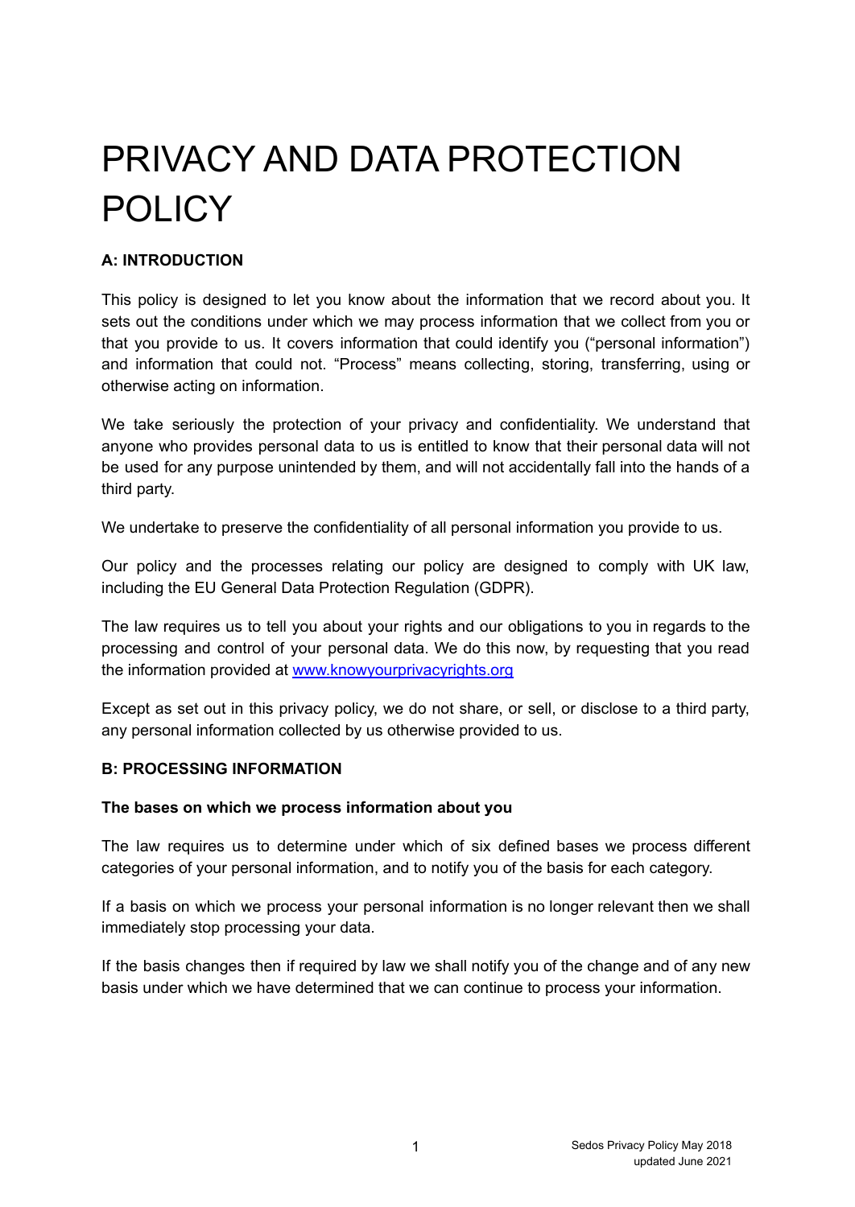# PRIVACY AND DATA PROTECTION POLICY

**A: INTRODUCTION**

This policy is designed to let you know about the information that we record about you. It sets out the conditions under which we may process information that we collect from you or that you provide to us. It covers information that could identify you ("personal information") and information that could not. "Process" means collecting, storing, transferring, using or otherwise acting on information.

We take seriously the protection of your privacy and confidentiality. We understand that anyone who provides personal data to us is entitled to know that their personal data will not be used for any purpose unintended by them, and will not accidentally fall into the hands of a third party.

We undertake to preserve the confidentiality of all personal information you provide to us.

Our policy and the processes relating our policy are designed to comply with UK law, including the EU General Data Protection Regulation (GDPR).

The law requires us to tell you about your rights and our obligations to you in regards to the processing and control of your personal data. We do this now, by requesting that you read the information provided at [www.knowyourprivacyrights.org](http://www.knowyourprivacyrights.org)

Except as set out in this privacy policy, we do not share, or sell, or disclose to a third party, any personal information collected by us otherwise provided to us.

**B: PROCESSING INFORMATION**

**The bases on which we process information about you**

The law requires us to determine under which of six defined bases we process different categories of your personal information, and to notify you of the basis for each category.

If a basis on which we process your personal information is no longer relevant then we shall immediately stop processing your data.

If the basis changes then if required by law we shall notify you of the change and of any new basis under which we have determined that we can continue to process your information.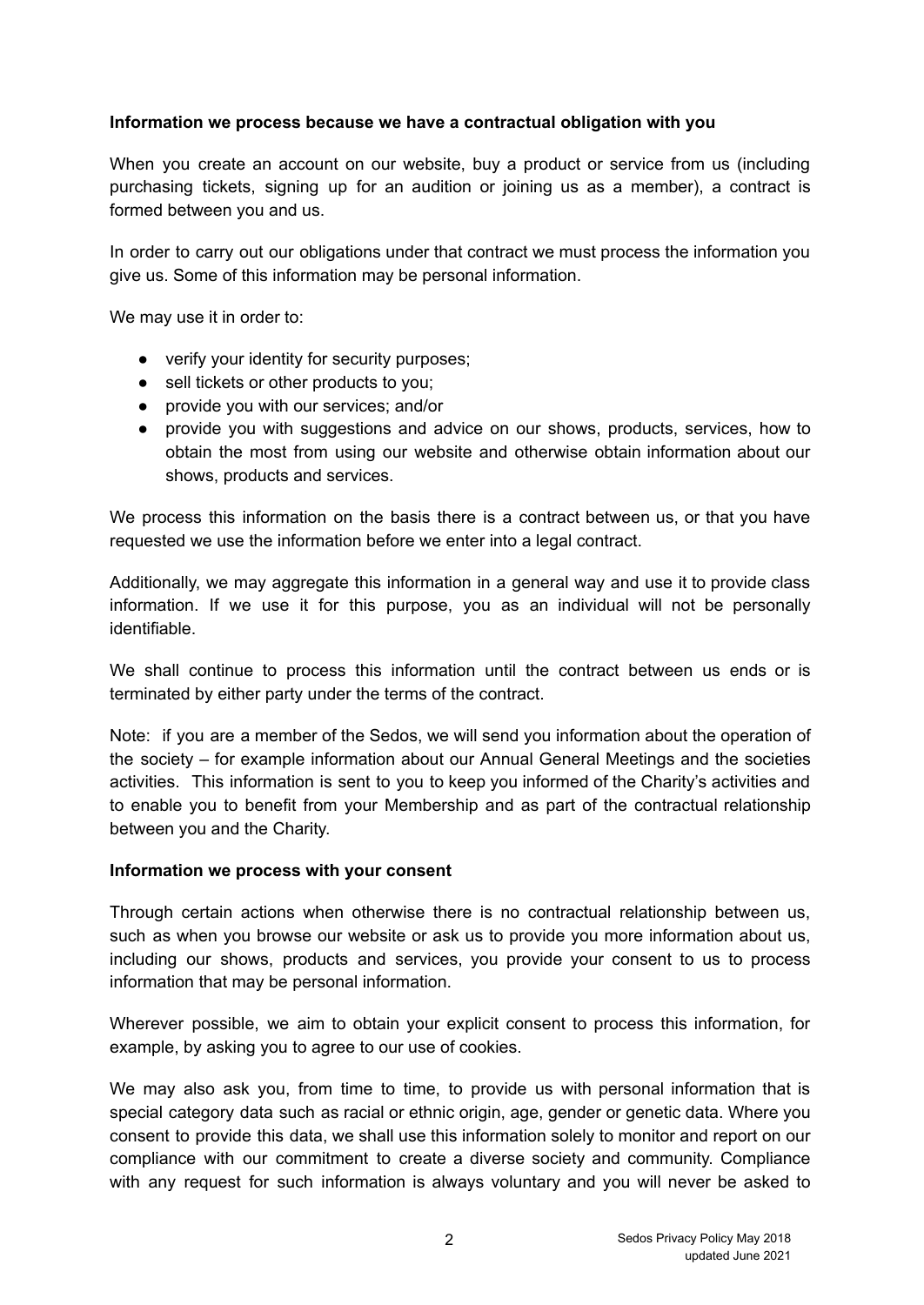**Information we process because we have a contractual obligation with you**

When you create an account on our website, buy a product or service from us (including purchasing tickets, signing up for an audition or joining us as a member), a contract is formed between you and us.

In order to carry out our obligations under that contract we must process the information you give us. Some of this information may be personal information.

We may use it in order to:

- verify your identity for security purposes;
- sell tickets or other products to you;
- provide you with our services; and/or
- provide you with suggestions and advice on our shows, products, services, how to obtain the most from using our website and otherwise obtain information about our shows, products and services.

We process this information on the basis there is a contract between us, or that you have requested we use the information before we enter into a legal contract.

Additionally, we may aggregate this information in a general way and use it to provide class information. If we use it for this purpose, you as an individual will not be personally identifiable.

We shall continue to process this information until the contract between us ends or is terminated by either party under the terms of the contract.

Note: if you are a member of the Sedos, we will send you information about the operation of the society – for example information about our Annual General Meetings and the societies activities. This information is sent to you to keep you informed of the Charity's activities and to enable you to benefit from your Membership and as part of the contractual relationship between you and the Charity.

**Information we process with your consent**

Through certain actions when otherwise there is no contractual relationship between us, such as when you browse our website or ask us to provide you more information about us, including our shows, products and services, you provide your consent to us to process information that may be personal information.

Wherever possible, we aim to obtain your explicit consent to process this information, for example, by asking you to agree to our use of cookies.

We may also ask you, from time to time, to provide us with personal information that is special category data such as racial or ethnic origin, age, gender or genetic data. Where you consent to provide this data, we shall use this information solely to monitor and report on our compliance with our commitment to create a diverse society and community. Compliance with any request for such information is always voluntary and you will never be asked to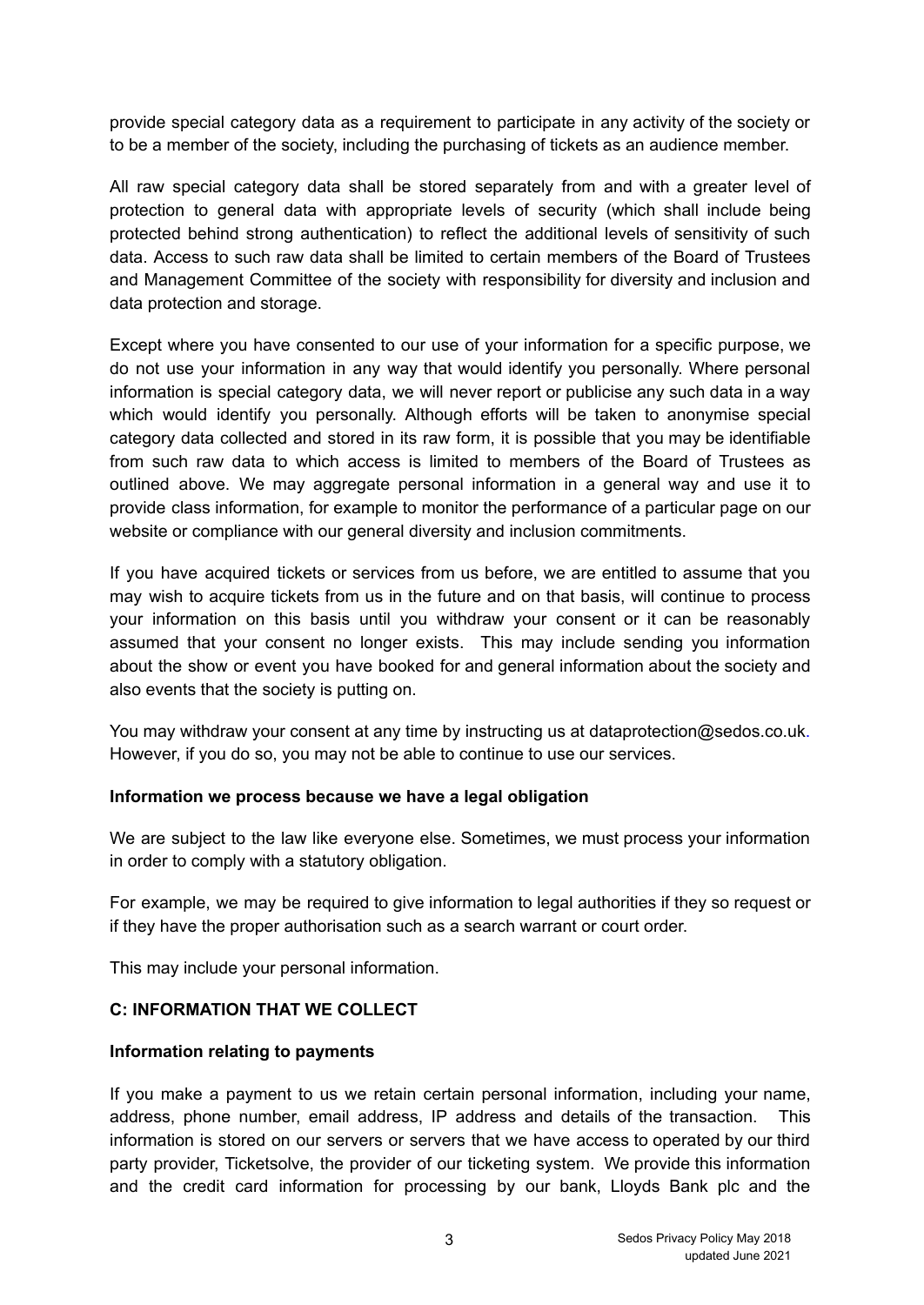provide special category data as a requirement to participate in any activity of the society or to be a member of the society, including the purchasing of tickets as an audience member.

All raw special category data shall be stored separately from and with a greater level of protection to general data with appropriate levels of security (which shall include being protected behind strong authentication) to reflect the additional levels of sensitivity of such data. Access to such raw data shall be limited to certain members of the Board of Trustees and Management Committee of the society with responsibility for diversity and inclusion and data protection and storage.

Except where you have consented to our use of your information for a specific purpose, we do not use your information in any way that would identify you personally. Where personal information is special category data, we will never report or publicise any such data in a way which would identify you personally. Although efforts will be taken to anonymise special category data collected and stored in its raw form, it is possible that you may be identifiable from such raw data to which access is limited to members of the Board of Trustees as outlined above. We may aggregate personal information in a general way and use it to provide class information, for example to monitor the performance of a particular page on our website or compliance with our general diversity and inclusion commitments.

If you have acquired tickets or services from us before, we are entitled to assume that you may wish to acquire tickets from us in the future and on that basis, will continue to process your information on this basis until you withdraw your consent or it can be reasonably assumed that your consent no longer exists. This may include sending you information about the show or event you have booked for and general information about the society and also events that the society is putting on.

You may withdraw your consent at any time by instructing us at dataprotection@sedos.co.uk. However, if you do so, you may not be able to continue to use our services.

**Information we process because we have a legal obligation**

We are subject to the law like everyone else. Sometimes, we must process your information in order to comply with a statutory obligation.

For example, we may be required to give information to legal authorities if they so request or if they have the proper authorisation such as a search warrant or court order.

This may include your personal information.

## C: INFORMATION THAT WE COLLECT

**Information relating to payments**

If you make a payment to us we retain certain personal information, including your name, address, phone number, email address, IP address and details of the transaction. This information is stored on our servers or servers that we have access to operated by our third party provider, Ticketsolve, the provider of our ticketing system. We provide this information and the credit card information for processing by our bank, Lloyds Bank plc and the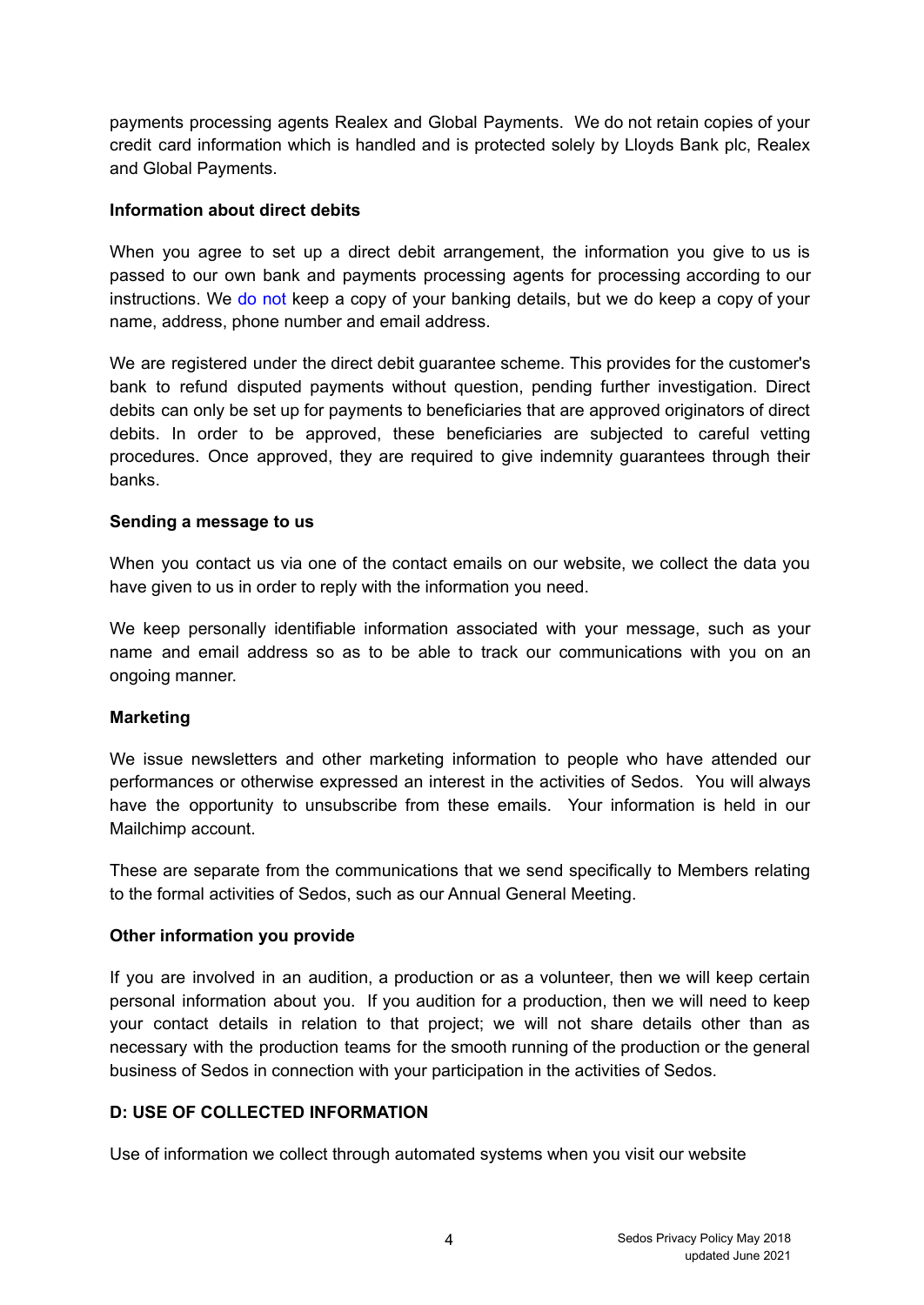payments processing agents Realex and Global Payments. We do not retain copies of your credit card information which is handled and is protected solely by Lloyds Bank plc, Realex and Global Payments.

**Information about direct debits**

When you agree to set up a direct debit arrangement, the information you give to us is passed to our own bank and payments processing agents for processing according to our instructions. We do not keep a copy of your banking details, but we do keep a copy of your name, address, phone number and email address.

We are registered under the direct debit guarantee scheme. This provides for the customer's bank to refund disputed payments without question, pending further investigation. Direct debits can only be set up for payments to beneficiaries that are approved originators of direct debits. In order to be approved, these beneficiaries are subjected to careful vetting procedures. Once approved, they are required to give indemnity guarantees through their banks.

**Sending a message to us**

When you contact us via one of the contact emails on our website, we collect the data you have given to us in order to reply with the information you need.

We keep personally identifiable information associated with your message, such as your name and email address so as to be able to track our communications with you on an ongoing manner.

**Marketing**

We issue newsletters and other marketing information to people who have attended our performances or otherwise expressed an interest in the activities of Sedos. You will always have the opportunity to unsubscribe from these emails. Your information is held in our Mailchimp account.

These are separate from the communications that we send specifically to Members relating to the formal activities of Sedos, such as our Annual General Meeting.

**Other information you provide**

If you are involved in an audition, a production or as a volunteer, then we will keep certain personal information about you. If you audition for a production, then we will need to keep your contact details in relation to that project; we will not share details other than as necessary with the production teams for the smooth running of the production or the general business of Sedos in connection with your participation in the activities of Sedos.

**D: USE OF COLLECTED INFORMATION**

Use of information we collect through automated systems when you visit our website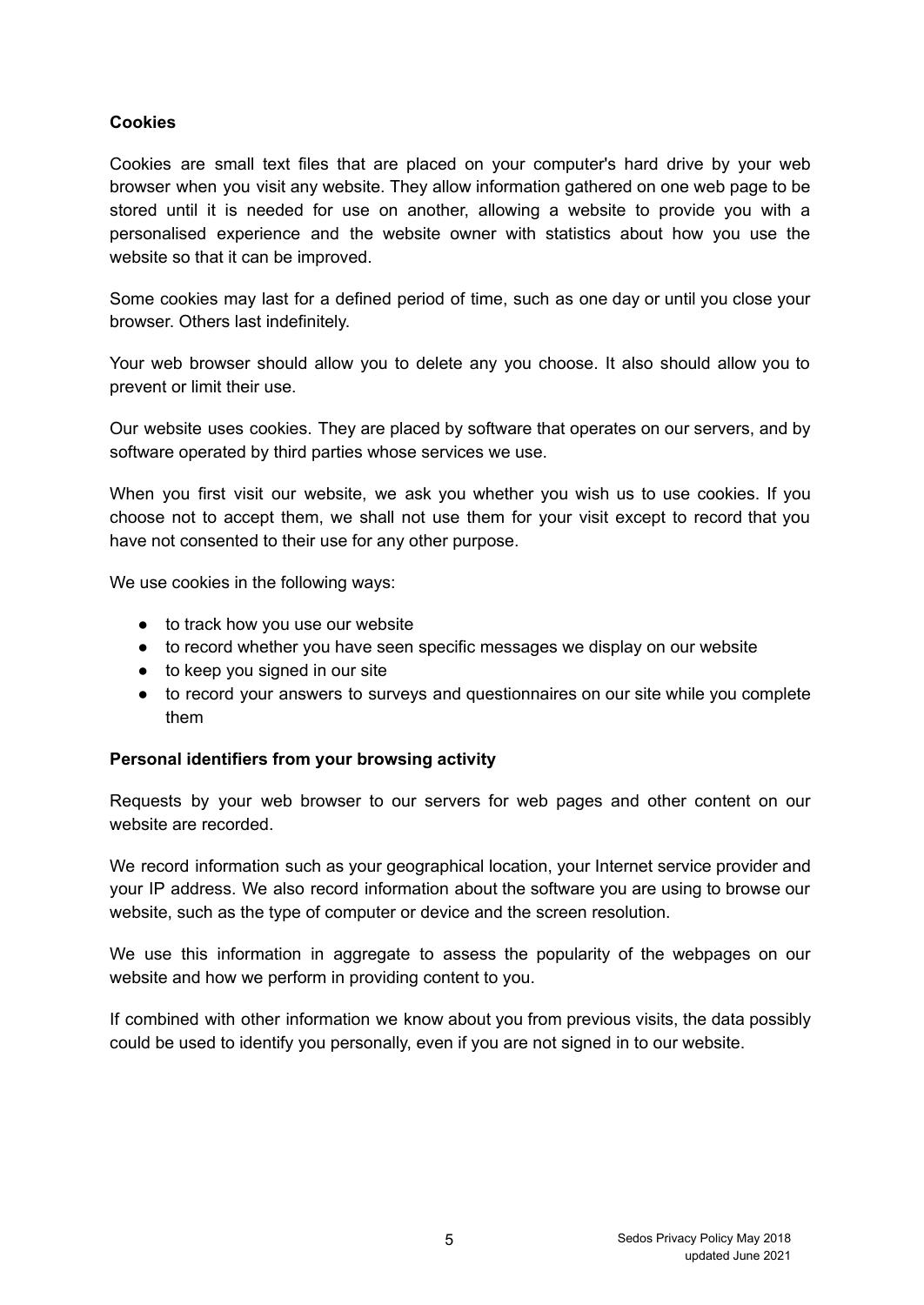**Cookies**

Cookies are small text files that are placed on your computer's hard drive by your web browser when you visit any website. They allow information gathered on one web page to be stored until it is needed for use on another, allowing a website to provide you with a personalised experience and the website owner with statistics about how you use the website so that it can be improved.

Some cookies may last for a defined period of time, such as one day or until you close your browser. Others last indefinitely.

Your web browser should allow you to delete any you choose. It also should allow you to prevent or limit their use.

Our website uses cookies. They are placed by software that operates on our servers, and by software operated by third parties whose services we use.

When you first visit our website, we ask you whether you wish us to use cookies. If you choose not to accept them, we shall not use them for your visit except to record that you have not consented to their use for any other purpose.

We use cookies in the following ways:

- to track how you use our website
- to record whether you have seen specific messages we display on our website
- to keep you signed in our site
- to record your answers to surveys and questionnaires on our site while you complete them

**Personal identifiers from your browsing activity**

Requests by your web browser to our servers for web pages and other content on our website are recorded.

We record information such as your geographical location, your Internet service provider and your IP address. We also record information about the software you are using to browse our website, such as the type of computer or device and the screen resolution.

We use this information in aggregate to assess the popularity of the webpages on our website and how we perform in providing content to you.

If combined with other information we know about you from previous visits, the data possibly could be used to identify you personally, even if you are not signed in to our website.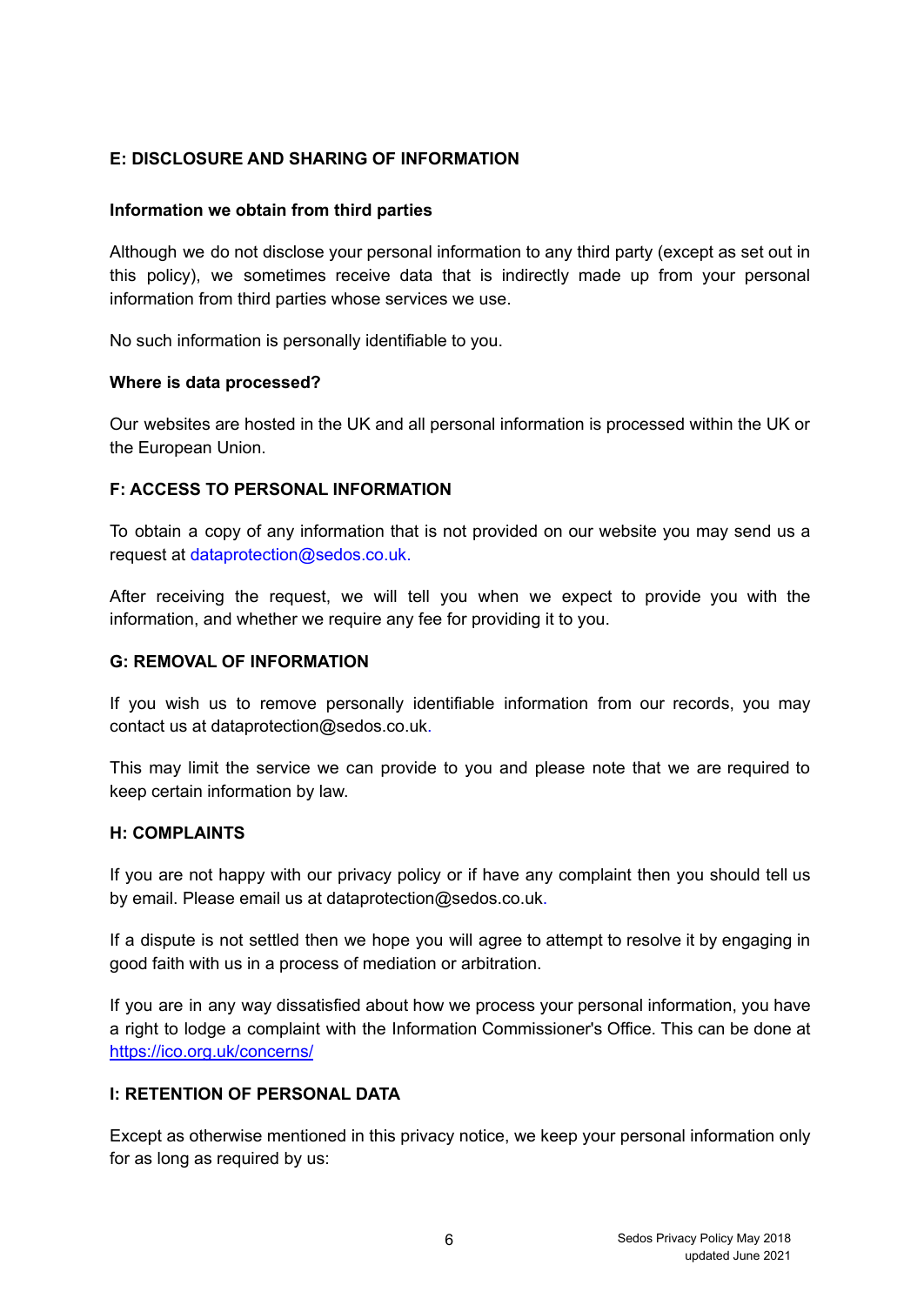## E: DISCLOSURE AND SHARING OF INFORMATION

### Information we obtain from third parties

Although we do not disclose your personal information to any third party (except as set out in this policy), we sometimes receive data that is indirectly made up from your personal information from third parties whose services we use.

No such information is personally identifiable to you.

### Where is data processed?

Our websites are hosted in the UK and all personal information is processed within the UK or the European Union.

## F: ACCESS TO PERSONAL INFORMATION

To obtain a copy of any information that is not provided on our website you may send us a request at dataprotection@sedos.co.uk.

After receiving the request, we will tell you when we expect to provide you with the information, and whether we require any fee for providing it to you.

## G: REMOVAL OF INFORMATION

If you wish us to remove personally identifiable information from our records, you may contact us at dataprotection@sedos.co.uk.

This may limit the service we can provide to you and please note that we are required to keep certain information by law.

## H: COMPLAINTS

If you are not happy with our privacy policy or if have any complaint then you should tell us by email. Please email us at dataprotection@sedos.co.uk.

If a dispute is not settled then we hope you will agree to attempt to resolve it by engaging in good faith with us in a process of mediation or arbitration.

If you are in any way dissatisfied about how we process your personal information, you have a right to lodge a complaint with the Information Commissioner's Office. This can be done at https://ico.org.uk/concerns/

## I: RETENTION OF PERSONAL DATA

Except as otherwise mentioned in this privacy notice, we keep your personal information only for as long as required by us: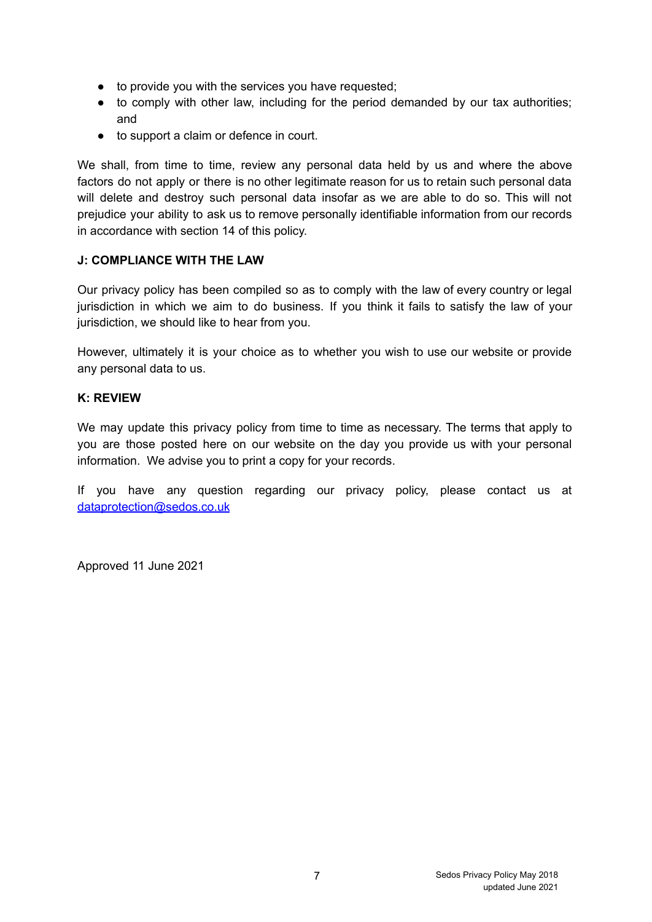- to provide you with the services you have requested;
- to comply with other law, including for the period demanded by our tax authorities; and
- to support a claim or defence in court.

We shall, from time to time, review any personal data held by us and where the above factors do not apply or there is no other legitimate reason for us to retain such personal data will delete and destroy such personal data insofar as we are able to do so. This will not prejudice your ability to ask us to remove personally identifiable information from our records in accordance with section 14 of this policy.

**J: COMPLIANCE WITH THE LAW**

Our privacy policy has been compiled so as to comply with the law of every country or legal jurisdiction in which we aim to do business. If you think it fails to satisfy the law of your jurisdiction, we should like to hear from you.

However, ultimately it is your choice as to whether you wish to use our website or provide any personal data to us.

**K: REVIEW**

We may update this privacy policy from time to time as necessary. The terms that apply to you are those posted here on our website on the day you provide us with your personal information. We advise you to print a copy for your records.

If you have any question regarding our privacy policy, please contact us at [dataprotection@sedos.co.uk](mailto:dataprotection@sedos.co.uk)

Approved 11 June 2021